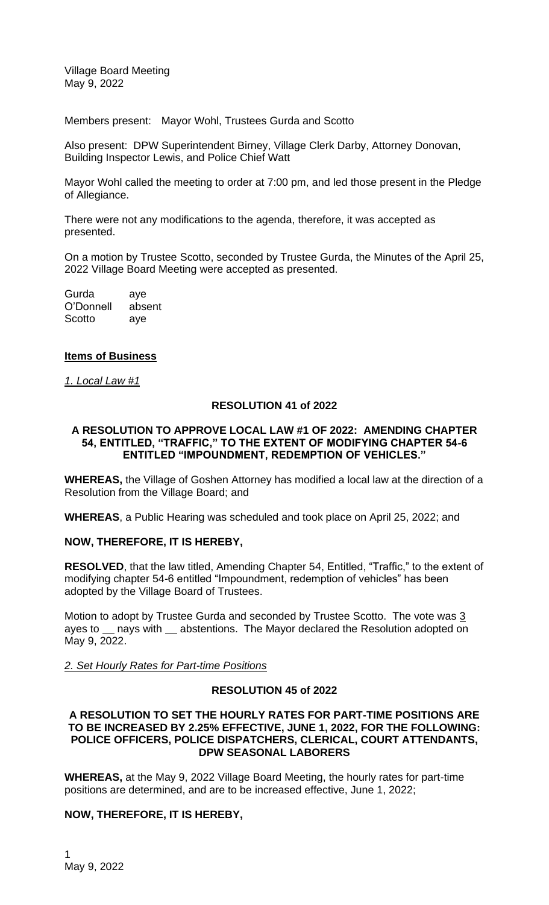Village Board Meeting
May 9, 2022

Members present: Mayor Wohl, Trustees Gurda and Scotto

Also present: DPW Superintendent Birney, Village Clerk Darby, Attorney Donovan, Building Inspector Lewis, and Police Chief Watt

Mayor Wohl called the meeting to order at 7:00 pm, and led those present in the Pledge of Allegiance.

There were not any modifications to the agenda, therefore, it was accepted as presented.

On a motion by Trustee Scotto, seconded by Trustee Gurda, the Minutes of the April 25, 2022 Village Board Meeting were accepted as presented.

Gurda aye
O'Donnell absent
Scotto aye

**Items of Business**

*1. Local Law #1*

**RESOLUTION 41 of 2022**

**A RESOLUTION TO APPROVE LOCAL LAW #1 OF 2022: AMENDING CHAPTER 54, ENTITLED, "TRAFFIC," TO THE EXTENT OF MODIFYING CHAPTER 54-6 ENTITLED "IMPOUNDMENT, REDEMPTION OF VEHICLES."**

**WHEREAS,** the Village of Goshen Attorney has modified a local law at the direction of a Resolution from the Village Board; and

**WHEREAS**, a Public Hearing was scheduled and took place on April 25, 2022; and

**NOW, THEREFORE, IT IS HEREBY,**

**RESOLVED**, that the law titled, Amending Chapter 54, Entitled, "Traffic," to the extent of modifying chapter 54-6 entitled "Impoundment, redemption of vehicles" has been adopted by the Village Board of Trustees.

Motion to adopt by Trustee Gurda and seconded by Trustee Scotto. The vote was 3 ayes to __ nays with __ abstentions. The Mayor declared the Resolution adopted on May 9, 2022.

*2. Set Hourly Rates for Part-time Positions*

**RESOLUTION 45 of 2022**

**A RESOLUTION TO SET THE HOURLY RATES FOR PART-TIME POSITIONS ARE TO BE INCREASED BY 2.25% EFFECTIVE, JUNE 1, 2022, FOR THE FOLLOWING: POLICE OFFICERS, POLICE DISPATCHERS, CLERICAL, COURT ATTENDANTS, DPW SEASONAL LABORERS**

**WHEREAS,** at the May 9, 2022 Village Board Meeting, the hourly rates for part-time positions are determined, and are to be increased effective, June 1, 2022;

**NOW, THEREFORE, IT IS HEREBY,**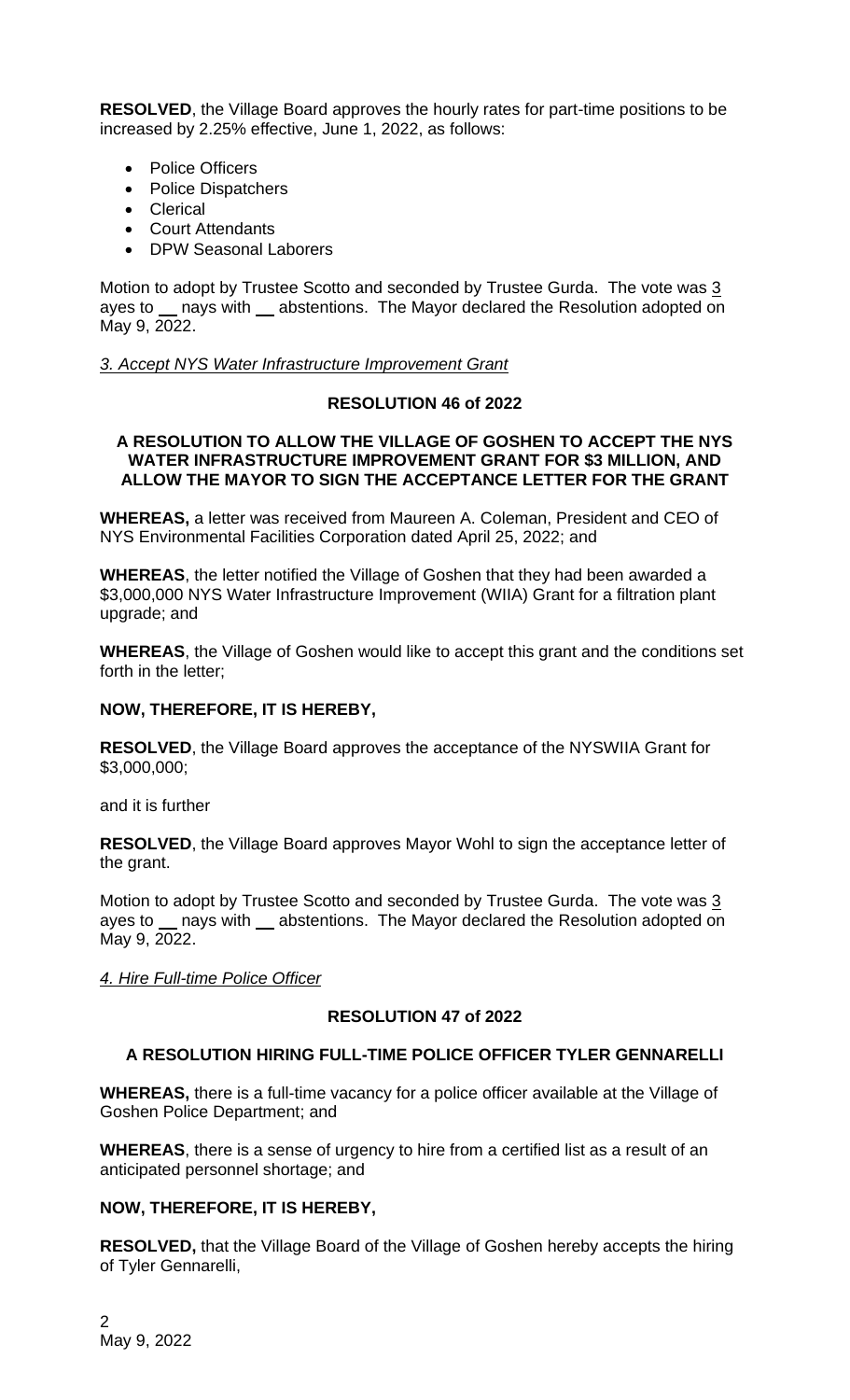**RESOLVED**, the Village Board approves the hourly rates for part-time positions to be increased by 2.25% effective, June 1, 2022, as follows:

- Police Officers
- Police Dispatchers
- Clerical
- Court Attendants
- DPW Seasonal Laborers

Motion to adopt by Trustee Scotto and seconded by Trustee Gurda. The vote was 3 ayes to __ nays with __ abstentions. The Mayor declared the Resolution adopted on May 9, 2022.

*3. Accept NYS Water Infrastructure Improvement Grant*

**RESOLUTION 46 of 2022**

**A RESOLUTION TO ALLOW THE VILLAGE OF GOSHEN TO ACCEPT THE NYS WATER INFRASTRUCTURE IMPROVEMENT GRANT FOR $3 MILLION, AND ALLOW THE MAYOR TO SIGN THE ACCEPTANCE LETTER FOR THE GRANT**

**WHEREAS,** a letter was received from Maureen A. Coleman, President and CEO of NYS Environmental Facilities Corporation dated April 25, 2022; and

**WHEREAS**, the letter notified the Village of Goshen that they had been awarded a $3,000,000 NYS Water Infrastructure Improvement (WIIA) Grant for a filtration plant upgrade; and

**WHEREAS**, the Village of Goshen would like to accept this grant and the conditions set forth in the letter;

**NOW, THEREFORE, IT IS HEREBY,**

**RESOLVED**, the Village Board approves the acceptance of the NYSWIIA Grant for $3,000,000;

and it is further

**RESOLVED**, the Village Board approves Mayor Wohl to sign the acceptance letter of the grant.

Motion to adopt by Trustee Scotto and seconded by Trustee Gurda. The vote was 3 ayes to __ nays with __ abstentions. The Mayor declared the Resolution adopted on May 9, 2022.

*4. Hire Full-time Police Officer*

**RESOLUTION 47 of 2022**

**A RESOLUTION HIRING FULL-TIME POLICE OFFICER TYLER GENNARELLI**

**WHEREAS,** there is a full-time vacancy for a police officer available at the Village of Goshen Police Department; and

**WHEREAS**, there is a sense of urgency to hire from a certified list as a result of an anticipated personnel shortage; and

**NOW, THEREFORE, IT IS HEREBY,**

**RESOLVED,** that the Village Board of the Village of Goshen hereby accepts the hiring of Tyler Gennarelli,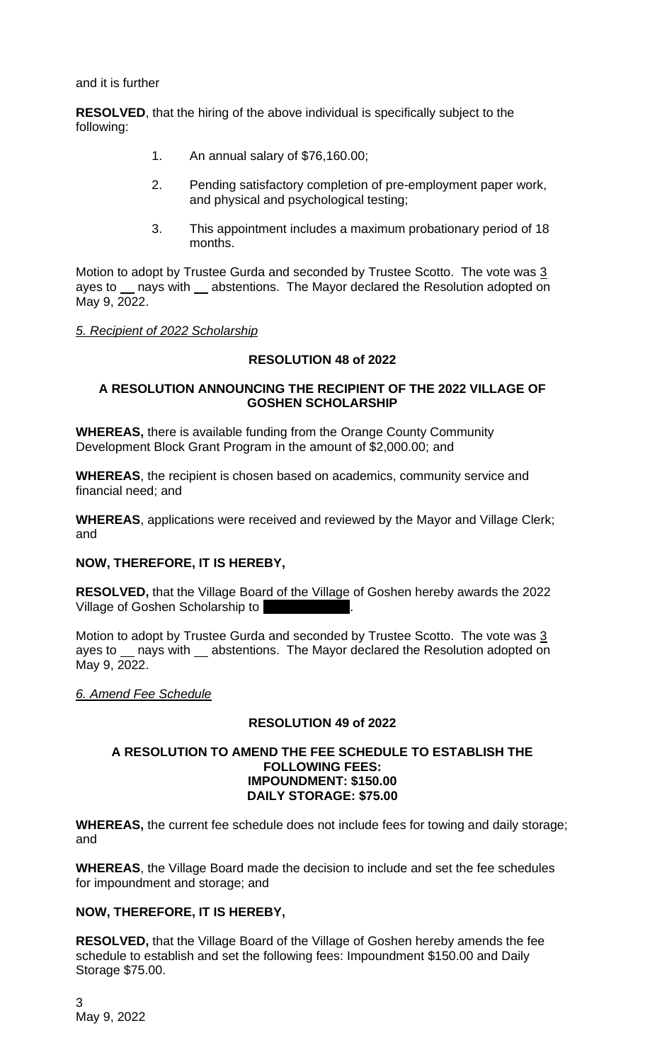and it is further

**RESOLVED**, that the hiring of the above individual is specifically subject to the following:

1. An annual salary of $76,160.00;

2. Pending satisfactory completion of pre-employment paper work, and physical and psychological testing;

3. This appointment includes a maximum probationary period of 18 months.

Motion to adopt by Trustee Gurda and seconded by Trustee Scotto. The vote was 3 ayes to __ nays with __ abstentions. The Mayor declared the Resolution adopted on May 9, 2022.

*5. Recipient of 2022 Scholarship*

**RESOLUTION 48 of 2022**

**A RESOLUTION ANNOUNCING THE RECIPIENT OF THE 2022 VILLAGE OF GOSHEN SCHOLARSHIP**

**WHEREAS,** there is available funding from the Orange County Community Development Block Grant Program in the amount of $2,000.00; and

**WHEREAS**, the recipient is chosen based on academics, community service and financial need; and

**WHEREAS**, applications were received and reviewed by the Mayor and Village Clerk; and

**NOW, THEREFORE, IT IS HEREBY,**

**RESOLVED,** that the Village Board of the Village of Goshen hereby awards the 2022 Village of Goshen Scholarship to [REDACTED].

Motion to adopt by Trustee Gurda and seconded by Trustee Scotto. The vote was 3 ayes to __ nays with __ abstentions. The Mayor declared the Resolution adopted on May 9, 2022.

*6. Amend Fee Schedule*

**RESOLUTION 49 of 2022**

**A RESOLUTION TO AMEND THE FEE SCHEDULE TO ESTABLISH THE FOLLOWING FEES:**
**IMPOUNDMENT: $150.00**
**DAILY STORAGE: $75.00**

**WHEREAS,** the current fee schedule does not include fees for towing and daily storage; and

**WHEREAS**, the Village Board made the decision to include and set the fee schedules for impoundment and storage; and

**NOW, THEREFORE, IT IS HEREBY,**

**RESOLVED,** that the Village Board of the Village of Goshen hereby amends the fee schedule to establish and set the following fees: Impoundment $150.00 and Daily Storage $75.00.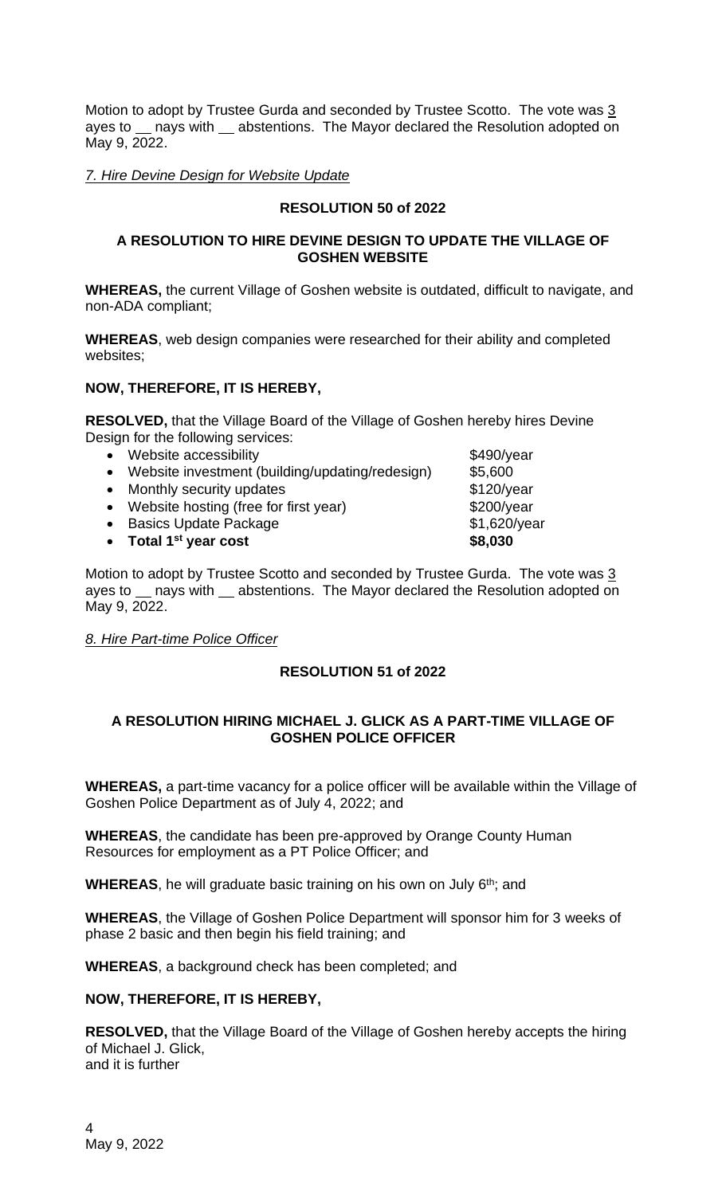Motion to adopt by Trustee Gurda and seconded by Trustee Scotto. The vote was 3 ayes to __ nays with __ abstentions. The Mayor declared the Resolution adopted on May 9, 2022.

*7. Hire Devine Design for Website Update*

**RESOLUTION 50 of 2022**

**A RESOLUTION TO HIRE DEVINE DESIGN TO UPDATE THE VILLAGE OF GOSHEN WEBSITE**

**WHEREAS,** the current Village of Goshen website is outdated, difficult to navigate, and non-ADA compliant;

**WHEREAS**, web design companies were researched for their ability and completed websites;

**NOW, THEREFORE, IT IS HEREBY,**

**RESOLVED,** that the Village Board of the Village of Goshen hereby hires Devine Design for the following services:

| Service | Cost |
|---|---|
| • Website accessibility | $490/year |
| • Website investment (building/updating/redesign) | $5,600 |
| • Monthly security updates | $120/year |
| • Website hosting (free for first year) | $200/year |
| • Basics Update Package | $1,620/year |
| • **Total 1st year cost** | **$8,030** |

Motion to adopt by Trustee Scotto and seconded by Trustee Gurda. The vote was 3 ayes to __ nays with __ abstentions. The Mayor declared the Resolution adopted on May 9, 2022.

*8. Hire Part-time Police Officer*

**RESOLUTION 51 of 2022**

**A RESOLUTION HIRING MICHAEL J. GLICK AS A PART-TIME VILLAGE OF GOSHEN POLICE OFFICER**

**WHEREAS,** a part-time vacancy for a police officer will be available within the Village of Goshen Police Department as of July 4, 2022; and

**WHEREAS**, the candidate has been pre-approved by Orange County Human Resources for employment as a PT Police Officer; and

**WHEREAS**, he will graduate basic training on his own on July 6th; and

**WHEREAS**, the Village of Goshen Police Department will sponsor him for 3 weeks of phase 2 basic and then begin his field training; and

**WHEREAS**, a background check has been completed; and

**NOW, THEREFORE, IT IS HEREBY,**

**RESOLVED,** that the Village Board of the Village of Goshen hereby accepts the hiring of Michael J. Glick,
and it is further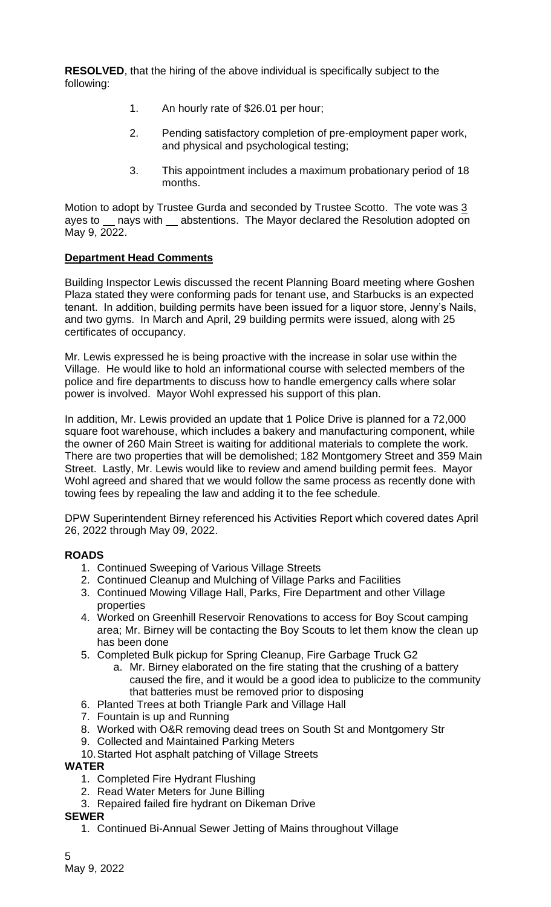**RESOLVED**, that the hiring of the above individual is specifically subject to the following:

1. An hourly rate of $26.01 per hour;
2. Pending satisfactory completion of pre-employment paper work, and physical and psychological testing;
3. This appointment includes a maximum probationary period of 18 months.

Motion to adopt by Trustee Gurda and seconded by Trustee Scotto. The vote was 3 ayes to __ nays with __ abstentions. The Mayor declared the Resolution adopted on May 9, 2022.

## Department Head Comments

Building Inspector Lewis discussed the recent Planning Board meeting where Goshen Plaza stated they were conforming pads for tenant use, and Starbucks is an expected tenant. In addition, building permits have been issued for a liquor store, Jenny's Nails, and two gyms. In March and April, 29 building permits were issued, along with 25 certificates of occupancy.

Mr. Lewis expressed he is being proactive with the increase in solar use within the Village. He would like to hold an informational course with selected members of the police and fire departments to discuss how to handle emergency calls where solar power is involved. Mayor Wohl expressed his support of this plan.

In addition, Mr. Lewis provided an update that 1 Police Drive is planned for a 72,000 square foot warehouse, which includes a bakery and manufacturing component, while the owner of 260 Main Street is waiting for additional materials to complete the work. There are two properties that will be demolished; 182 Montgomery Street and 359 Main Street. Lastly, Mr. Lewis would like to review and amend building permit fees. Mayor Wohl agreed and shared that we would follow the same process as recently done with towing fees by repealing the law and adding it to the fee schedule.

DPW Superintendent Birney referenced his Activities Report which covered dates April 26, 2022 through May 09, 2022.

**ROADS**

1. Continued Sweeping of Various Village Streets
2. Continued Cleanup and Mulching of Village Parks and Facilities
3. Continued Mowing Village Hall, Parks, Fire Department and other Village properties
4. Worked on Greenhill Reservoir Renovations to access for Boy Scout camping area; Mr. Birney will be contacting the Boy Scouts to let them know the clean up has been done
5. Completed Bulk pickup for Spring Cleanup, Fire Garbage Truck G2
   a. Mr. Birney elaborated on the fire stating that the crushing of a battery caused the fire, and it would be a good idea to publicize to the community that batteries must be removed prior to disposing
6. Planted Trees at both Triangle Park and Village Hall
7. Fountain is up and Running
8. Worked with O&R removing dead trees on South St and Montgomery Str
9. Collected and Maintained Parking Meters
10. Started Hot asphalt patching of Village Streets

**WATER**

1. Completed Fire Hydrant Flushing
2. Read Water Meters for June Billing
3. Repaired failed fire hydrant on Dikeman Drive

**SEWER**

1. Continued Bi-Annual Sewer Jetting of Mains throughout Village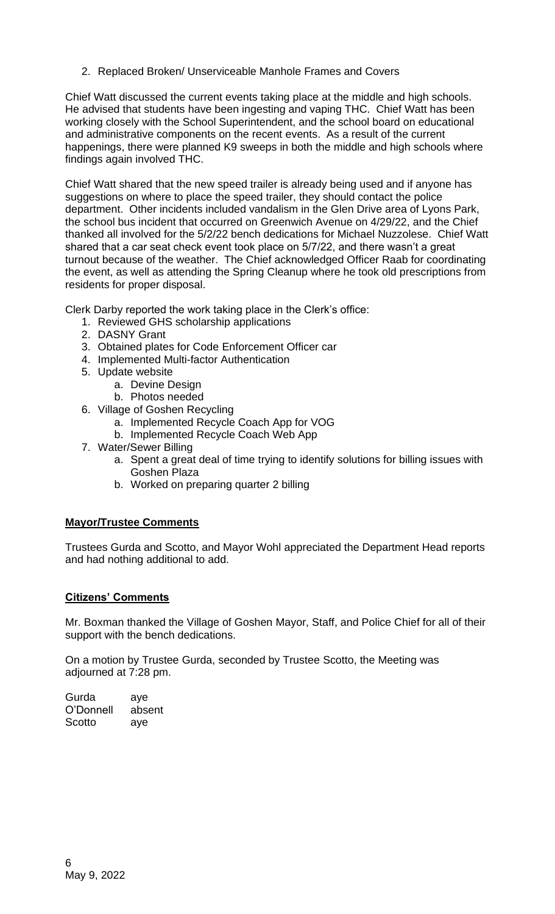2. Replaced Broken/ Unserviceable Manhole Frames and Covers

Chief Watt discussed the current events taking place at the middle and high schools. He advised that students have been ingesting and vaping THC. Chief Watt has been working closely with the School Superintendent, and the school board on educational and administrative components on the recent events. As a result of the current happenings, there were planned K9 sweeps in both the middle and high schools where findings again involved THC.

Chief Watt shared that the new speed trailer is already being used and if anyone has suggestions on where to place the speed trailer, they should contact the police department. Other incidents included vandalism in the Glen Drive area of Lyons Park, the school bus incident that occurred on Greenwich Avenue on 4/29/22, and the Chief thanked all involved for the 5/2/22 bench dedications for Michael Nuzzolese. Chief Watt shared that a car seat check event took place on 5/7/22, and there wasn't a great turnout because of the weather. The Chief acknowledged Officer Raab for coordinating the event, as well as attending the Spring Cleanup where he took old prescriptions from residents for proper disposal.

Clerk Darby reported the work taking place in the Clerk's office:

1. Reviewed GHS scholarship applications
2. DASNY Grant
3. Obtained plates for Code Enforcement Officer car
4. Implemented Multi-factor Authentication
5. Update website
   a. Devine Design
   b. Photos needed
6. Village of Goshen Recycling
   a. Implemented Recycle Coach App for VOG
   b. Implemented Recycle Coach Web App
7. Water/Sewer Billing
   a. Spent a great deal of time trying to identify solutions for billing issues with Goshen Plaza
   b. Worked on preparing quarter 2 billing

**Mayor/Trustee Comments**

Trustees Gurda and Scotto, and Mayor Wohl appreciated the Department Head reports and had nothing additional to add.

**Citizens' Comments**

Mr. Boxman thanked the Village of Goshen Mayor, Staff, and Police Chief for all of their support with the bench dedications.

On a motion by Trustee Gurda, seconded by Trustee Scotto, the Meeting was adjourned at 7:28 pm.

| | |
|---|---|
| Gurda | aye |
| O'Donnell | absent |
| Scotto | aye |